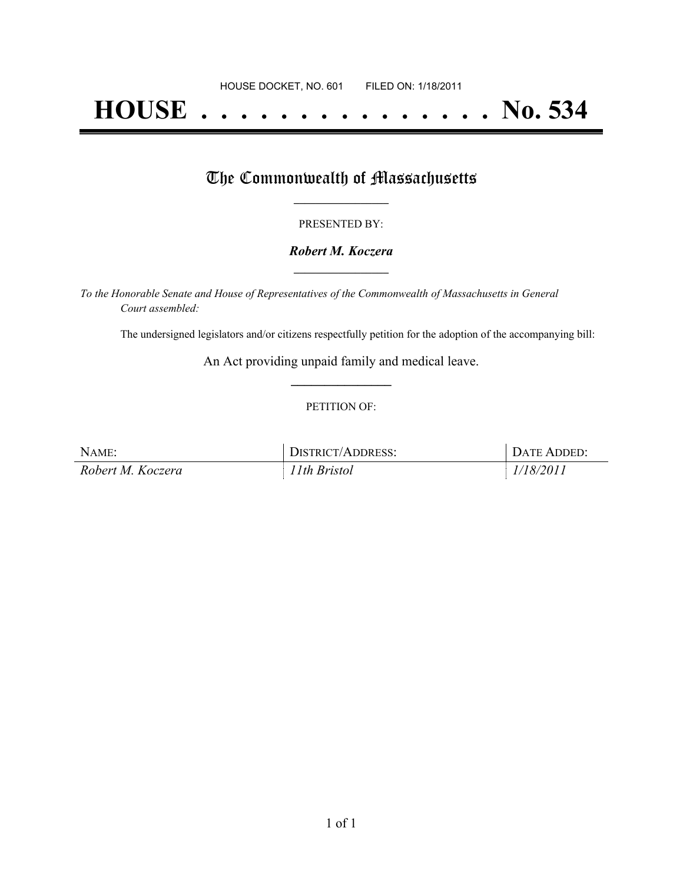HOUSE DOCKET, NO. 601 FILED ON: 1/18/2011

# HOUSE . . . . . . . . . . . . . . . No. 534

## The Commonwealth of Massachusetts

PRESENTED BY:

***Robert M. Koczera***

*To the Honorable Senate and House of Representatives of the Commonwealth of Massachusetts in General Court assembled:*

The undersigned legislators and/or citizens respectfully petition for the adoption of the accompanying bill:

An Act providing unpaid family and medical leave.

PETITION OF:

| NAME: | DISTRICT/ADDRESS: | DATE ADDED: |
|---|---|---|
| *Robert M. Koczera* | *11th Bristol* | *1/18/2011* |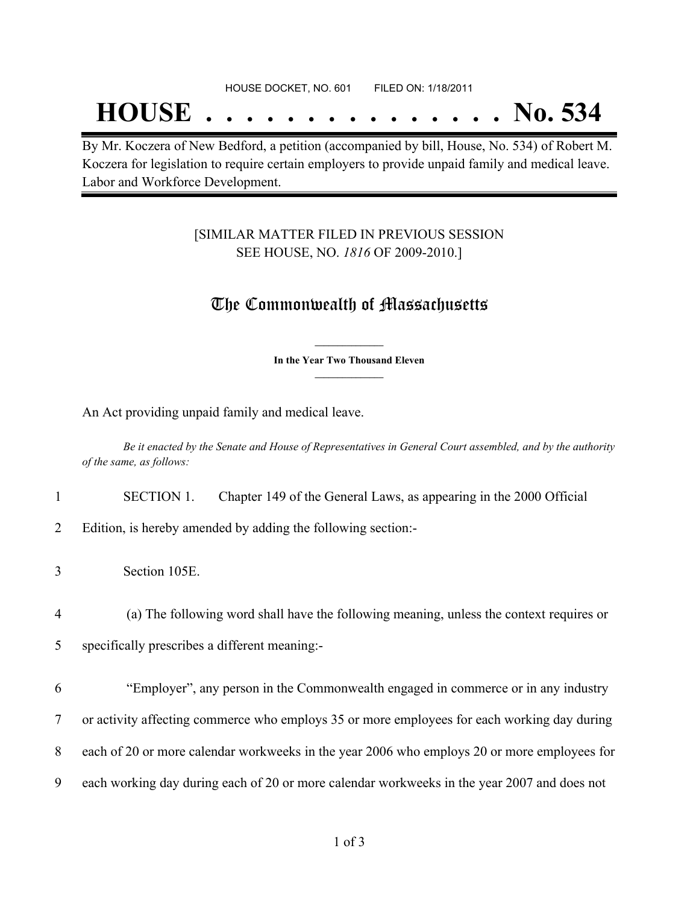HOUSE DOCKET, NO. 601 FILED ON: 1/18/2011

# HOUSE . . . . . . . . . . . . . . . No. 534

By Mr. Koczera of New Bedford, a petition (accompanied by bill, House, No. 534) of Robert M. Koczera for legislation to require certain employers to provide unpaid family and medical leave. Labor and Workforce Development.

[SIMILAR MATTER FILED IN PREVIOUS SESSION
SEE HOUSE, NO. *1816* OF 2009-2010.]

## The Commonwealth of Massachusetts

**In the Year Two Thousand Eleven**

An Act providing unpaid family and medical leave.

*Be it enacted by the Senate and House of Representatives in General Court assembled, and by the authority of the same, as follows:*

1 SECTION 1. Chapter 149 of the General Laws, as appearing in the 2000 Official
2 Edition, is hereby amended by adding the following section:-

3 Section 105E.

4 (a) The following word shall have the following meaning, unless the context requires or
5 specifically prescribes a different meaning:-

6 "Employer", any person in the Commonwealth engaged in commerce or in any industry
7 or activity affecting commerce who employs 35 or more employees for each working day during
8 each of 20 or more calendar workweeks in the year 2006 who employs 20 or more employees for
9 each working day during each of 20 or more calendar workweeks in the year 2007 and does not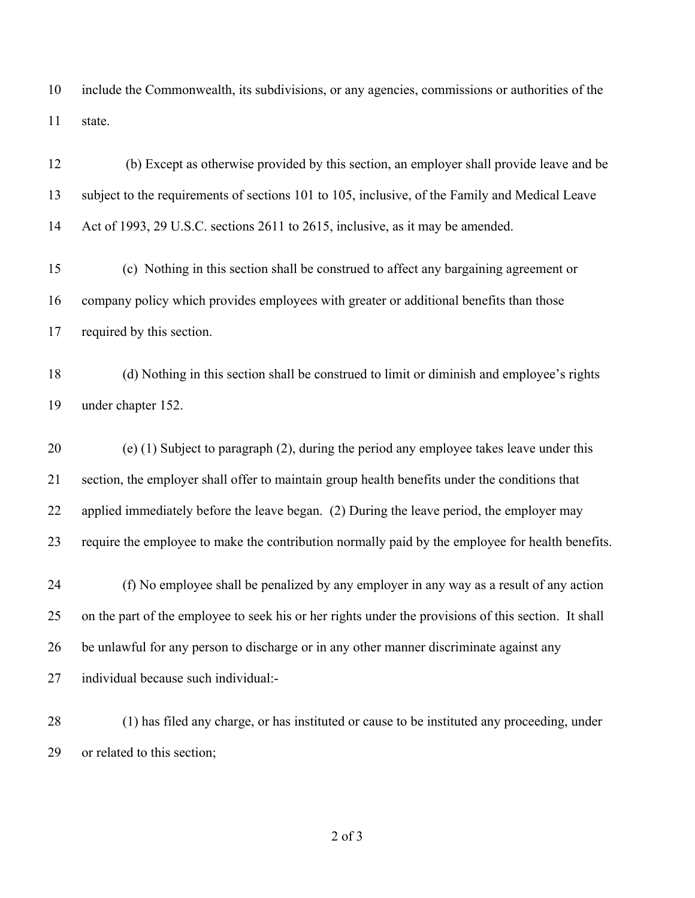include the Commonwealth, its subdivisions, or any agencies, commissions or authorities of the state.

(b) Except as otherwise provided by this section, an employer shall provide leave and be subject to the requirements of sections 101 to 105, inclusive, of the Family and Medical Leave Act of 1993, 29 U.S.C. sections 2611 to 2615, inclusive, as it may be amended.

(c) Nothing in this section shall be construed to affect any bargaining agreement or company policy which provides employees with greater or additional benefits than those required by this section.

(d) Nothing in this section shall be construed to limit or diminish and employee's rights under chapter 152.

(e) (1) Subject to paragraph (2), during the period any employee takes leave under this section, the employer shall offer to maintain group health benefits under the conditions that applied immediately before the leave began. (2) During the leave period, the employer may require the employee to make the contribution normally paid by the employee for health benefits.

(f) No employee shall be penalized by any employer in any way as a result of any action on the part of the employee to seek his or her rights under the provisions of this section. It shall be unlawful for any person to discharge or in any other manner discriminate against any individual because such individual:-

(1) has filed any charge, or has instituted or cause to be instituted any proceeding, under or related to this section;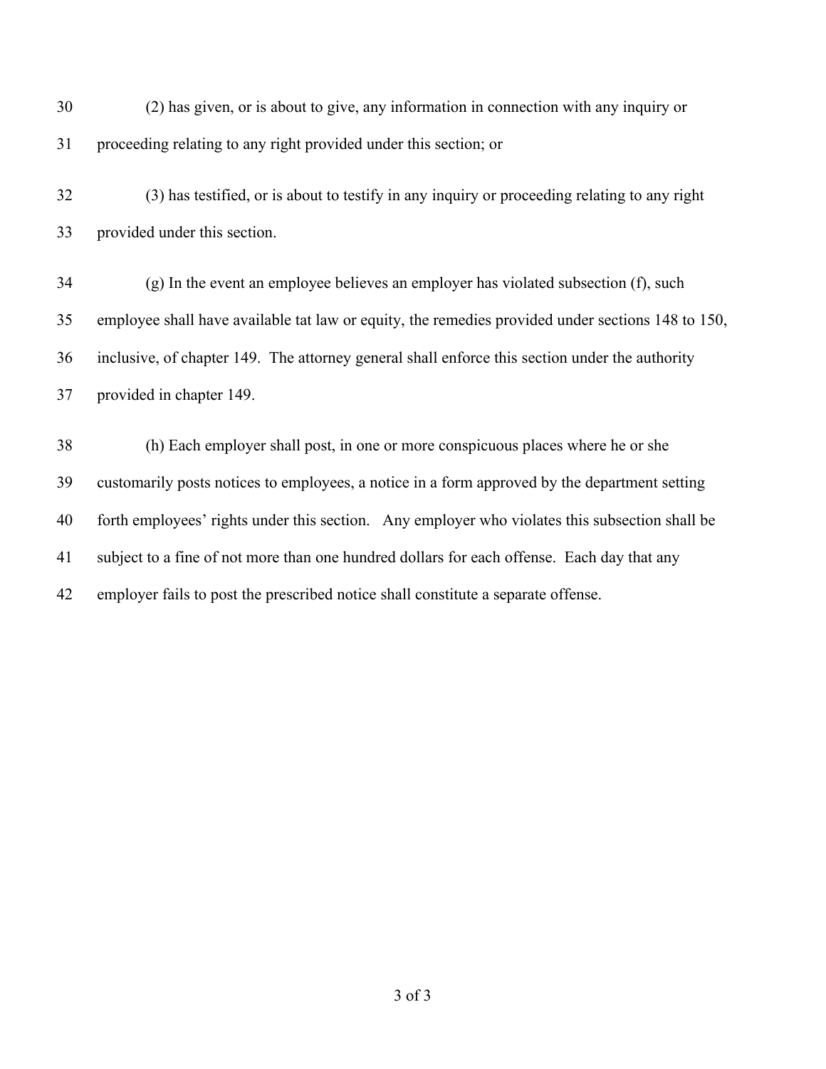(2) has given, or is about to give, any information in connection with any inquiry or proceeding relating to any right provided under this section; or

(3) has testified, or is about to testify in any inquiry or proceeding relating to any right provided under this section.

(g) In the event an employee believes an employer has violated subsection (f), such employee shall have available tat law or equity, the remedies provided under sections 148 to 150, inclusive, of chapter 149. The attorney general shall enforce this section under the authority provided in chapter 149.

(h) Each employer shall post, in one or more conspicuous places where he or she customarily posts notices to employees, a notice in a form approved by the department setting forth employees' rights under this section. Any employer who violates this subsection shall be subject to a fine of not more than one hundred dollars for each offense. Each day that any employer fails to post the prescribed notice shall constitute a separate offense.